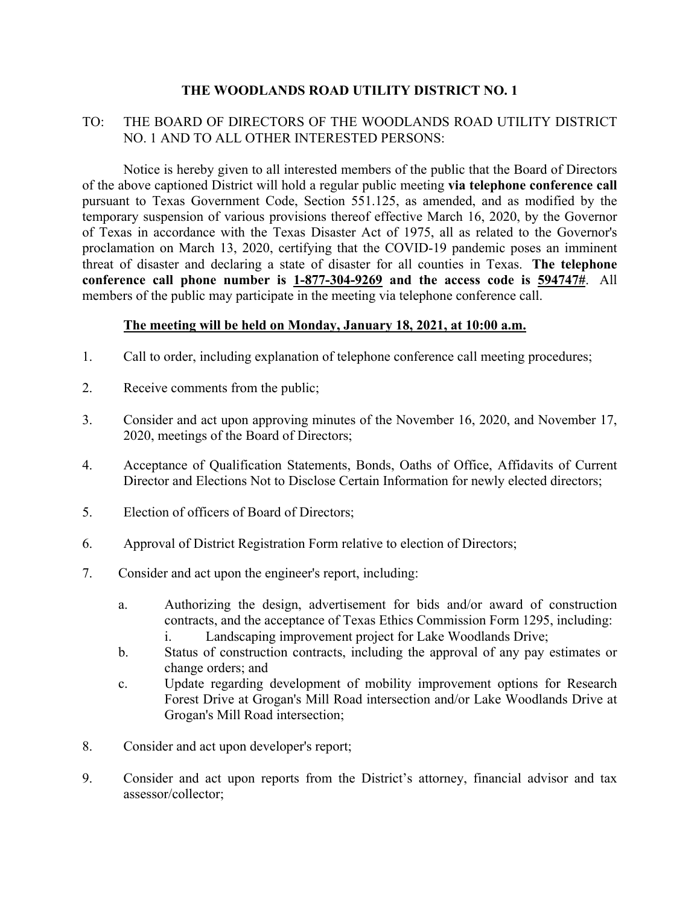# THE WOODLANDS ROAD UTILITY DISTRICT NO. 1

TO: THE BOARD OF DIRECTORS OF THE WOODLANDS ROAD UTILITY DISTRICT NO. 1 AND TO ALL OTHER INTERESTED PERSONS:

Notice is hereby given to all interested members of the public that the Board of Directors of the above captioned District will hold a regular public meeting **via telephone conference call** pursuant to Texas Government Code, Section 551.125, as amended, and as modified by the temporary suspension of various provisions thereof effective March 16, 2020, by the Governor of Texas in accordance with the Texas Disaster Act of 1975, all as related to the Governor's proclamation on March 13, 2020, certifying that the COVID-19 pandemic poses an imminent threat of disaster and declaring a state of disaster for all counties in Texas. **The telephone conference call phone number is <u>1-877-304-9269</u> and the access code is <u>594747#</u>**. All members of the public may participate in the meeting via telephone conference call.

**<u>The meeting will be held on Monday, January 18, 2021, at 10:00 a.m.</u>**

1. Call to order, including explanation of telephone conference call meeting procedures;

2. Receive comments from the public;

3. Consider and act upon approving minutes of the November 16, 2020, and November 17, 2020, meetings of the Board of Directors;

4. Acceptance of Qualification Statements, Bonds, Oaths of Office, Affidavits of Current Director and Elections Not to Disclose Certain Information for newly elected directors;

5. Election of officers of Board of Directors;

6. Approval of District Registration Form relative to election of Directors;

7. Consider and act upon the engineer's report, including:

   a. Authorizing the design, advertisement for bids and/or award of construction contracts, and the acceptance of Texas Ethics Commission Form 1295, including:
      i. Landscaping improvement project for Lake Woodlands Drive;

   b. Status of construction contracts, including the approval of any pay estimates or change orders; and

   c. Update regarding development of mobility improvement options for Research Forest Drive at Grogan's Mill Road intersection and/or Lake Woodlands Drive at Grogan's Mill Road intersection;

8. Consider and act upon developer's report;

9. Consider and act upon reports from the District's attorney, financial advisor and tax assessor/collector;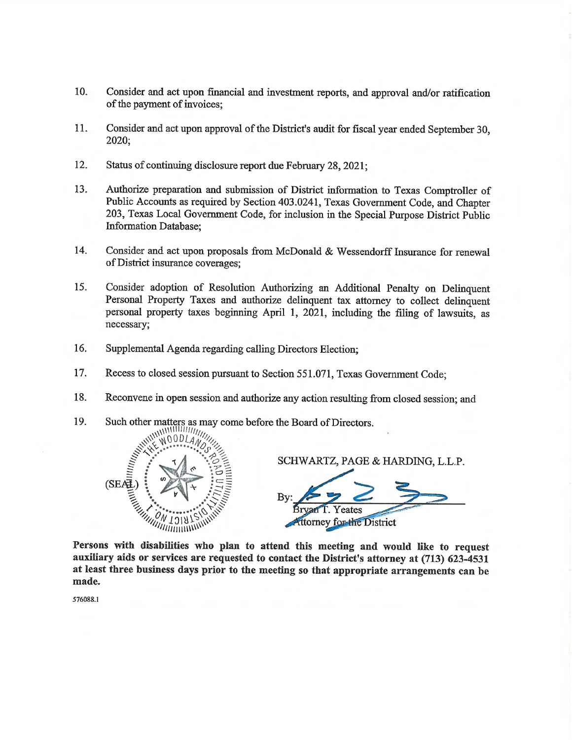10. Consider and act upon financial and investment reports, and approval and/or ratification of the payment of invoices;

11. Consider and act upon approval of the District's audit for fiscal year ended September 30, 2020;

12. Status of continuing disclosure report due February 28, 2021;

13. Authorize preparation and submission of District information to Texas Comptroller of Public Accounts as required by Section 403.0241, Texas Government Code, and Chapter 203, Texas Local Government Code, for inclusion in the Special Purpose District Public Information Database;

14. Consider and act upon proposals from McDonald & Wessendorff Insurance for renewal of District insurance coverages;

15. Consider adoption of Resolution Authorizing an Additional Penalty on Delinquent Personal Property Taxes and authorize delinquent tax attorney to collect delinquent personal property taxes beginning April 1, 2021, including the filing of lawsuits, as necessary;

16. Supplemental Agenda regarding calling Directors Election;

17. Recess to closed session pursuant to Section 551.071, Texas Government Code;

18. Reconvene in open session and authorize any action resulting from closed session; and

19. Such other matters as may come before the Board of Directors.

(SEAL)

SCHWARTZ, PAGE & HARDING, L.L.P.

By: ______________________
Bryan T. Yeates
Attorney for the District

**Persons with disabilities who plan to attend this meeting and would like to request auxiliary aids or services are requested to contact the District's attorney at (713) 623-4531 at least three business days prior to the meeting so that appropriate arrangements can be made.**

576088.1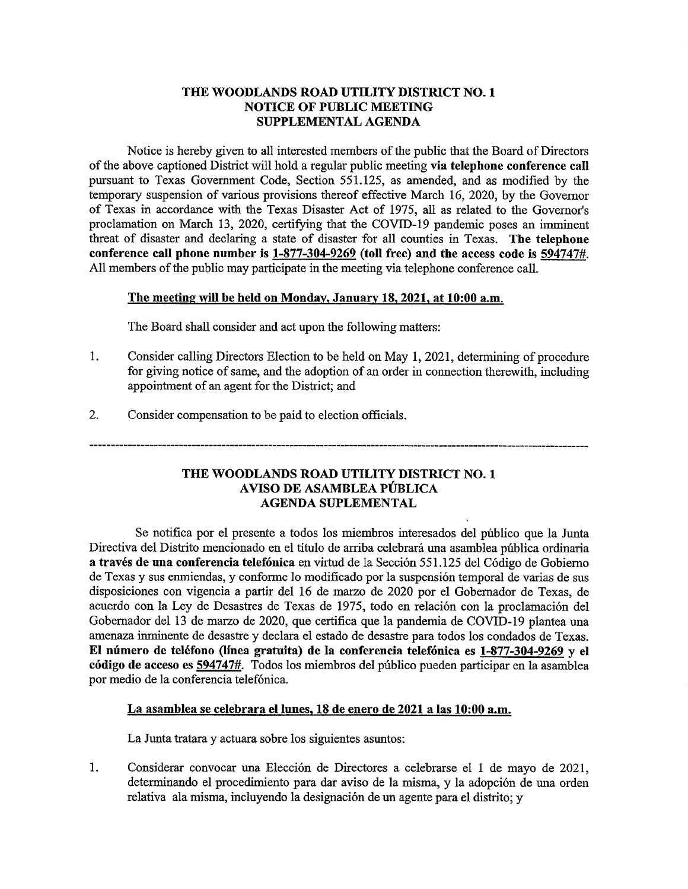**THE WOODLANDS ROAD UTILITY DISTRICT NO. 1**
**NOTICE OF PUBLIC MEETING**
**SUPPLEMENTAL AGENDA**

Notice is hereby given to all interested members of the public that the Board of Directors of the above captioned District will hold a regular public meeting **via telephone conference call** pursuant to Texas Government Code, Section 551.125, as amended, and as modified by the temporary suspension of various provisions thereof effective March 16, 2020, by the Governor of Texas in accordance with the Texas Disaster Act of 1975, all as related to the Governor's proclamation on March 13, 2020, certifying that the COVID-19 pandemic poses an imminent threat of disaster and declaring a state of disaster for all counties in Texas. **The telephone conference call phone number is 1-877-304-9269 (toll free) and the access code is 594747#.** All members of the public may participate in the meeting via telephone conference call.

**The meeting will be held on Monday, January 18, 2021, at 10:00 a.m.**

The Board shall consider and act upon the following matters:

1. Consider calling Directors Election to be held on May 1, 2021, determining of procedure for giving notice of same, and the adoption of an order in connection therewith, including appointment of an agent for the District; and

2. Consider compensation to be paid to election officials.

---

**THE WOODLANDS ROAD UTILITY DISTRICT NO. 1**
**AVISO DE ASAMBLEA PÚBLICA**
**AGENDA SUPLEMENTAL**

Se notifica por el presente a todos los miembros interesados del público que la Junta Directiva del Distrito mencionado en el título de arriba celebrará una asamblea pública ordinaria **a través de una conferencia telefónica** en virtud de la Sección 551.125 del Código de Gobierno de Texas y sus enmiendas, y conforme lo modificado por la suspensión temporal de varias de sus disposiciones con vigencia a partir del 16 de marzo de 2020 por el Gobernador de Texas, de acuerdo con la Ley de Desastres de Texas de 1975, todo en relación con la proclamación del Gobernador del 13 de marzo de 2020, que certifica que la pandemia de COVID-19 plantea una amenaza inminente de desastre y declara el estado de desastre para todos los condados de Texas. **El número de teléfono (línea gratuita) de la conferencia telefónica es 1-877-304-9269 y el código de acceso es 594747#.** Todos los miembros del público pueden participar en la asamblea por medio de la conferencia telefónica.

**La asamblea se celebrara el lunes, 18 de enero de 2021 a las 10:00 a.m.**

La Junta tratara y actuara sobre los siguientes asuntos:

1. Considerar convocar una Elección de Directores a celebrarse el 1 de mayo de 2021, determinando el procedimiento para dar aviso de la misma, y la adopción de una orden relativa ala misma, incluyendo la designación de un agente para el distrito; y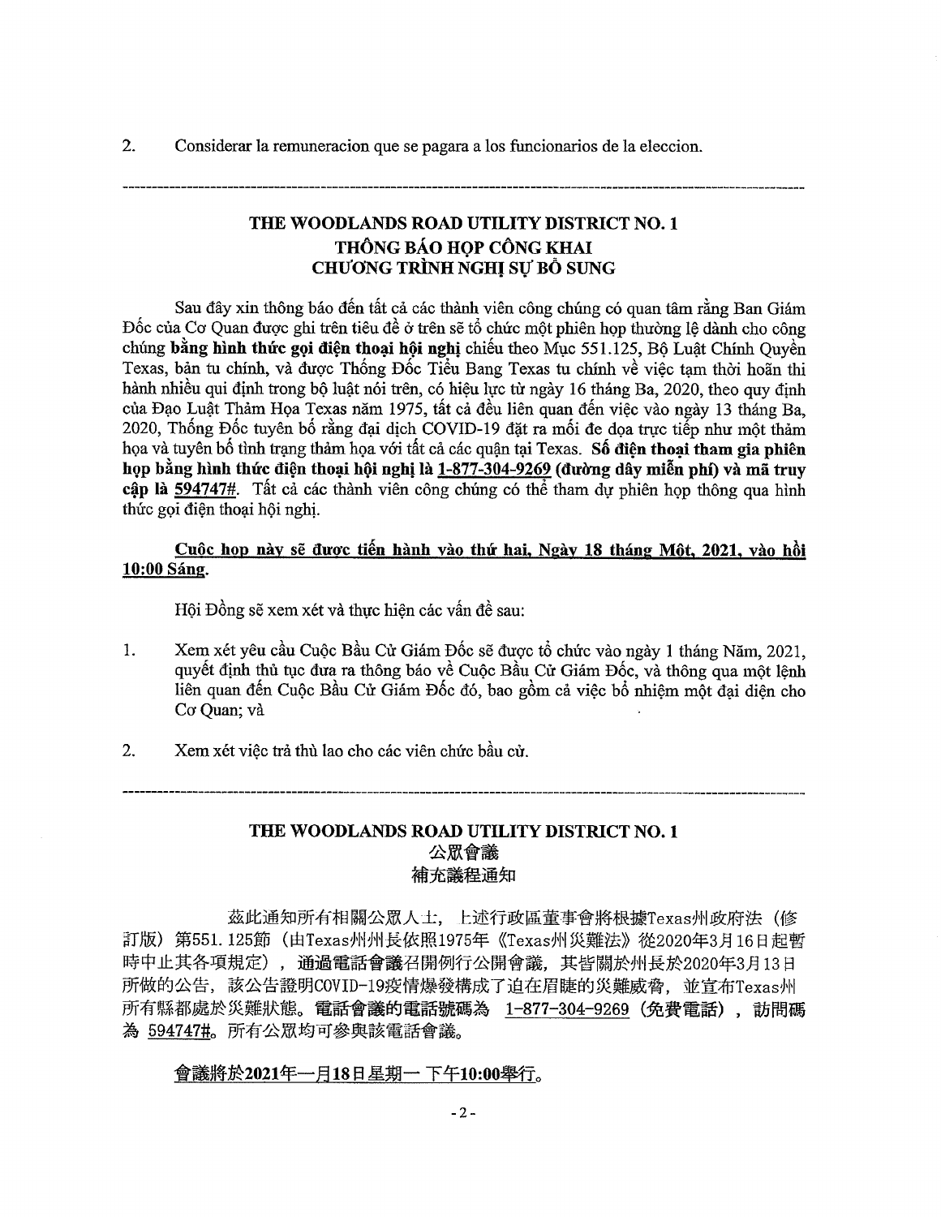2. Considerar la remuneracion que se pagara a los funcionarios de la eleccion.

---

## THE WOODLANDS ROAD UTILITY DISTRICT NO. 1
## THÔNG BÁO HỌP CÔNG KHAI
## CHƯƠNG TRÌNH NGHỊ SỰ BỔ SUNG

Sau đây xin thông báo đến tất cả các thành viên công chúng có quan tâm rằng Ban Giám Đốc của Cơ Quan được ghi trên tiêu đề ở trên sẽ tổ chức một phiên họp thường lệ dành cho công chúng **bằng hình thức gọi điện thoại hội nghị** chiếu theo Mục 551.125, Bộ Luật Chính Quyền Texas, bản tu chính, và được Thống Đốc Tiểu Bang Texas tu chính về việc tạm thời hoãn thi hành nhiều qui định trong bộ luật nói trên, có hiệu lực từ ngày 16 tháng Ba, 2020, theo quy định của Đạo Luật Thảm Họa Texas năm 1975, tất cả đều liên quan đến việc vào ngày 13 tháng Ba, 2020, Thống Đốc tuyên bố rằng đại dịch COVID-19 đặt ra mối đe dọa trực tiếp như một thảm họa và tuyên bố tình trạng thảm họa với tất cả các quận tại Texas. **Số điện thoại tham gia phiên họp bằng hình thức điện thoại hội nghị là 1-877-304-9269 (đường dây miễn phí) và mã truy cập là 594747#.** Tất cả các thành viên công chúng có thể tham dự phiên họp thông qua hình thức gọi điện thoại hội nghị.

**Cuộc họp này sẽ được tiến hành vào thứ hai, Ngày 18 tháng Một, 2021, vào hồi 10:00 Sáng.**

Hội Đồng sẽ xem xét và thực hiện các vấn đề sau:

1. Xem xét yêu cầu Cuộc Bầu Cử Giám Đốc sẽ được tổ chức vào ngày 1 tháng Năm, 2021, quyết định thủ tục đưa ra thông báo về Cuộc Bầu Cử Giám Đốc, và thông qua một lệnh liên quan đến Cuộc Bầu Cử Giám Đốc đó, bao gồm cả việc bổ nhiệm một đại diện cho Cơ Quan; và

2. Xem xét việc trả thù lao cho các viên chức bầu cử.

---

## THE WOODLANDS ROAD UTILITY DISTRICT NO. 1
## 公眾會議
## 補充議程通知

茲此通知所有相關公眾人士，上述行政區董事會將根據Texas州政府法（修訂版）第551.125節（由Texas州州長依照1975年《Texas州災難法》從2020年3月16日起暫時中止其各項規定），**通過電話會議**召開例行公開會議，其皆關於州長於2020年3月13日所做的公告，該公告證明COVID-19疫情爆發構成了迫在眉睫的災難威脅，並宣布Texas州所有縣都處於災難狀態。**電話會議的電話號碼為 1-877-304-9269（免費電話），訪問碼為 594747#。**所有公眾均可參與該電話會議。

**會議將於2021年一月18日星期一 下午10:00舉行。**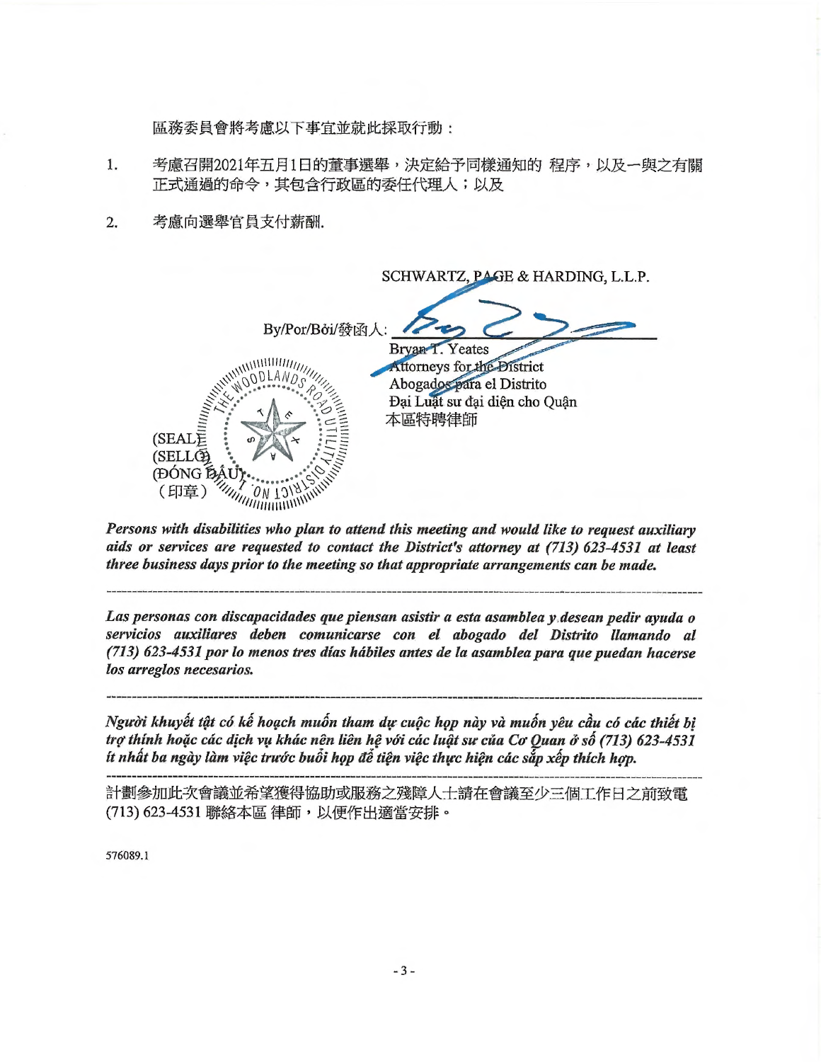區務委員會將考慮以下事宜並就此採取行動：

1. 考慮召開2021年五月1日的董事選舉，決定給予同樣通知的 程序，以及一與之有關正式通過的命令，其包含行政區的委任代理人；以及

2. 考慮向選舉官員支付薪酬.

SCHWARTZ, PAGE & HARDING, L.L.P.

By/Por/Bởi/發函人: ______________________

Bryan T. Yeates
Attorneys for the District
Abogados para el Distrito
Đại Luật sư đại diện cho Quận
本區特聘律師

(SEAL)
(SELLO)
(ĐÓNG DẤU)
（印章）

*Persons with disabilities who plan to attend this meeting and would like to request auxiliary aids or services are requested to contact the District's attorney at (713) 623-4531 at least three business days prior to the meeting so that appropriate arrangements can be made.*

---

*Las personas con discapacidades que piensan asistir a esta asamblea y desean pedir ayuda o servicios auxiliares deben comunicarse con el abogado del Distrito llamando al (713) 623-4531 por lo menos tres días hábiles antes de la asamblea para que puedan hacerse los arreglos necesarios.*

---

*Người khuyết tật có kế hoạch muốn tham dự cuộc họp này và muốn yêu cầu có các thiết bị trợ thính hoặc các dịch vụ khác nên liên hệ với các luật sư của Cơ Quan ở số (713) 623-4531 ít nhất ba ngày làm việc trước buổi họp để tiện việc thực hiện các sắp xếp thích hợp.*

---

計劃參加此次會議並希望獲得協助或服務之殘障人士請在會議至少三個工作日之前致電 (713) 623-4531 聯絡本區 律師，以便作出適當安排。

576089.1